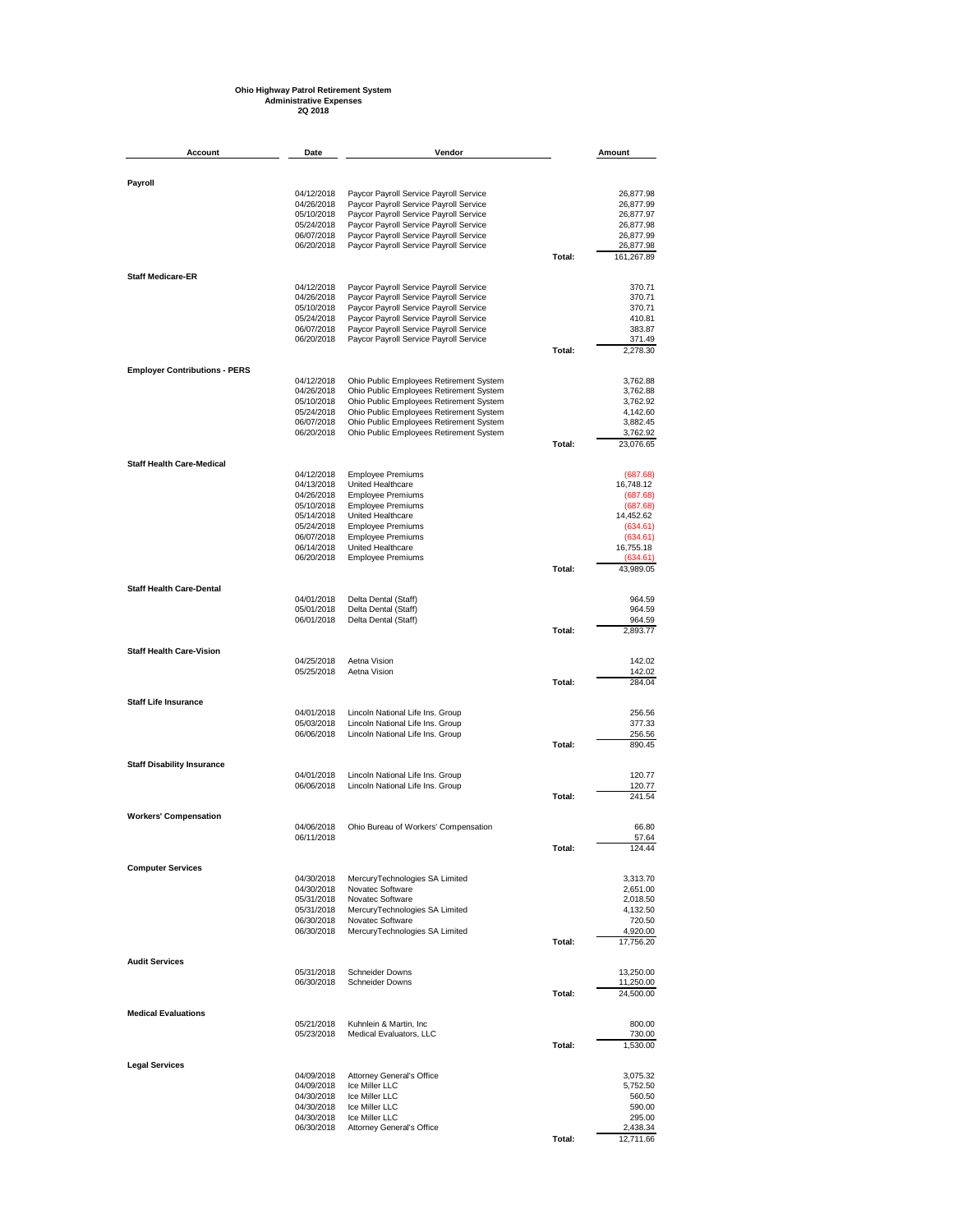**Ohio Highway Patrol Retirement System**
**Administrative Expenses**
**2Q 2018**

| Account | Date | Vendor | | Amount |
|---|---|---|---|---|
| **Payroll** | | | | |
| | 04/12/2018 | Paycor Payroll Service Payroll Service | | 26,877.98 |
| | 04/26/2018 | Paycor Payroll Service Payroll Service | | 26,877.99 |
| | 05/10/2018 | Paycor Payroll Service Payroll Service | | 26,877.97 |
| | 05/24/2018 | Paycor Payroll Service Payroll Service | | 26,877.98 |
| | 06/07/2018 | Paycor Payroll Service Payroll Service | | 26,877.99 |
| | 06/20/2018 | Paycor Payroll Service Payroll Service | | 26,877.98 |
| | | | **Total:** | 161,267.89 |
| **Staff Medicare-ER** | | | | |
| | 04/12/2018 | Paycor Payroll Service Payroll Service | | 370.71 |
| | 04/26/2018 | Paycor Payroll Service Payroll Service | | 370.71 |
| | 05/10/2018 | Paycor Payroll Service Payroll Service | | 370.71 |
| | 05/24/2018 | Paycor Payroll Service Payroll Service | | 410.81 |
| | 06/07/2018 | Paycor Payroll Service Payroll Service | | 383.87 |
| | 06/20/2018 | Paycor Payroll Service Payroll Service | | 371.49 |
| | | | **Total:** | 2,278.30 |
| **Employer Contributions - PERS** | | | | |
| | 04/12/2018 | Ohio Public Employees Retirement System | | 3,762.88 |
| | 04/26/2018 | Ohio Public Employees Retirement System | | 3,762.88 |
| | 05/10/2018 | Ohio Public Employees Retirement System | | 3,762.92 |
| | 05/24/2018 | Ohio Public Employees Retirement System | | 4,142.60 |
| | 06/07/2018 | Ohio Public Employees Retirement System | | 3,882.45 |
| | 06/20/2018 | Ohio Public Employees Retirement System | | 3,762.92 |
| | | | **Total:** | 23,076.65 |
| **Staff Health Care-Medical** | | | | |
| | 04/12/2018 | Employee Premiums | | (687.68) |
| | 04/13/2018 | United Healthcare | | 16,748.12 |
| | 04/26/2018 | Employee Premiums | | (687.68) |
| | 05/10/2018 | Employee Premiums | | (687.68) |
| | 05/14/2018 | United Healthcare | | 14,452.62 |
| | 05/24/2018 | Employee Premiums | | (634.61) |
| | 06/07/2018 | Employee Premiums | | (634.61) |
| | 06/14/2018 | United Healthcare | | 16,755.18 |
| | 06/20/2018 | Employee Premiums | | (634.61) |
| | | | **Total:** | 43,989.05 |
| **Staff Health Care-Dental** | | | | |
| | 04/01/2018 | Delta Dental (Staff) | | 964.59 |
| | 05/01/2018 | Delta Dental (Staff) | | 964.59 |
| | 06/01/2018 | Delta Dental (Staff) | | 964.59 |
| | | | **Total:** | 2,893.77 |
| **Staff Health Care-Vision** | | | | |
| | 04/25/2018 | Aetna Vision | | 142.02 |
| | 05/25/2018 | Aetna Vision | | 142.02 |
| | | | **Total:** | 284.04 |
| **Staff Life Insurance** | | | | |
| | 04/01/2018 | Lincoln National Life Ins. Group | | 256.56 |
| | 05/03/2018 | Lincoln National Life Ins. Group | | 377.33 |
| | 06/06/2018 | Lincoln National Life Ins. Group | | 256.56 |
| | | | **Total:** | 890.45 |
| **Staff Disability Insurance** | | | | |
| | 04/01/2018 | Lincoln National Life Ins. Group | | 120.77 |
| | 06/06/2018 | Lincoln National Life Ins. Group | | 120.77 |
| | | | **Total:** | 241.54 |
| **Workers' Compensation** | | | | |
| | 04/06/2018 | Ohio Bureau of Workers' Compensation | | 66.80 |
| | 06/11/2018 | | | 57.64 |
| | | | **Total:** | 124.44 |
| **Computer Services** | | | | |
| | 04/30/2018 | MercuryTechnologies SA Limited | | 3,313.70 |
| | 04/30/2018 | Novatec Software | | 2,651.00 |
| | 05/31/2018 | Novatec Software | | 2,018.50 |
| | 05/31/2018 | MercuryTechnologies SA Limited | | 4,132.50 |
| | 06/30/2018 | Novatec Software | | 720.50 |
| | 06/30/2018 | MercuryTechnologies SA Limited | | 4,920.00 |
| | | | **Total:** | 17,756.20 |
| **Audit Services** | | | | |
| | 05/31/2018 | Schneider Downs | | 13,250.00 |
| | 06/30/2018 | Schneider Downs | | 11,250.00 |
| | | | **Total:** | 24,500.00 |
| **Medical Evaluations** | | | | |
| | 05/21/2018 | Kuhnlein & Martin, Inc | | 800.00 |
| | 05/23/2018 | Medical Evaluators, LLC | | 730.00 |
| | | | **Total:** | 1,530.00 |
| **Legal Services** | | | | |
| | 04/09/2018 | Attorney General's Office | | 3,075.32 |
| | 04/09/2018 | Ice Miller LLC | | 5,752.50 |
| | 04/30/2018 | Ice Miller LLC | | 560.50 |
| | 04/30/2018 | Ice Miller LLC | | 590.00 |
| | 04/30/2018 | Ice Miller LLC | | 295.00 |
| | 06/30/2018 | Attorney General's Office | | 2,438.34 |
| | | | **Total:** | 12,711.66 |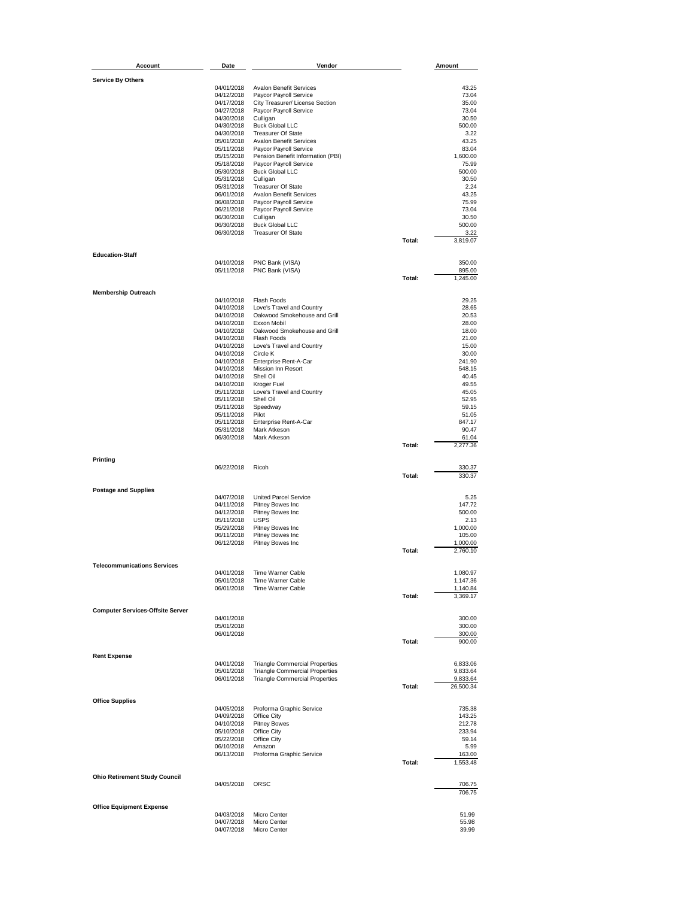| Account | Date | Vendor | | Amount |
|---|---|---|---|---|
| **Service By Others** | | | | |
| | 04/01/2018 | Avalon Benefit Services | | 43.25 |
| | 04/12/2018 | Paycor Payroll Service | | 73.04 |
| | 04/17/2018 | City Treasurer/ License Section | | 35.00 |
| | 04/27/2018 | Paycor Payroll Service | | 73.04 |
| | 04/30/2018 | Culligan | | 30.50 |
| | 04/30/2018 | Buck Global LLC | | 500.00 |
| | 04/30/2018 | Treasurer Of State | | 3.22 |
| | 05/01/2018 | Avalon Benefit Services | | 43.25 |
| | 05/11/2018 | Paycor Payroll Service | | 83.04 |
| | 05/15/2018 | Pension Benefit Information (PBI) | | 1,600.00 |
| | 05/18/2018 | Paycor Payroll Service | | 75.99 |
| | 05/30/2018 | Buck Global LLC | | 500.00 |
| | 05/31/2018 | Culligan | | 30.50 |
| | 05/31/2018 | Treasurer Of State | | 2.24 |
| | 06/01/2018 | Avalon Benefit Services | | 43.25 |
| | 06/08/2018 | Paycor Payroll Service | | 75.99 |
| | 06/21/2018 | Paycor Payroll Service | | 73.04 |
| | 06/30/2018 | Culligan | | 30.50 |
| | 06/30/2018 | Buck Global LLC | | 500.00 |
| | 06/30/2018 | Treasurer Of State | | 3.22 |
| | | | Total: | 3,819.07 |
| **Education-Staff** | | | | |
| | 04/10/2018 | PNC Bank (VISA) | | 350.00 |
| | 05/11/2018 | PNC Bank (VISA) | | 895.00 |
| | | | Total: | 1,245.00 |
| **Membership Outreach** | | | | |
| | 04/10/2018 | Flash Foods | | 29.25 |
| | 04/10/2018 | Love's Travel and Country | | 28.65 |
| | 04/10/2018 | Oakwood Smokehouse and Grill | | 20.53 |
| | 04/10/2018 | Exxon Mobil | | 28.00 |
| | 04/10/2018 | Oakwood Smokehouse and Grill | | 18.00 |
| | 04/10/2018 | Flash Foods | | 21.00 |
| | 04/10/2018 | Love's Travel and Country | | 15.00 |
| | 04/10/2018 | Circle K | | 30.00 |
| | 04/10/2018 | Enterprise Rent-A-Car | | 241.90 |
| | 04/10/2018 | Mission Inn Resort | | 548.15 |
| | 04/10/2018 | Shell Oil | | 40.45 |
| | 04/10/2018 | Kroger Fuel | | 49.55 |
| | 05/11/2018 | Love's Travel and Country | | 45.05 |
| | 05/11/2018 | Shell Oil | | 52.95 |
| | 05/11/2018 | Speedway | | 59.15 |
| | 05/11/2018 | Pilot | | 51.05 |
| | 05/11/2018 | Enterprise Rent-A-Car | | 847.17 |
| | 05/31/2018 | Mark Atkeson | | 90.47 |
| | 06/30/2018 | Mark Atkeson | | 61.04 |
| | | | Total: | 2,277.36 |
| **Printing** | | | | |
| | 06/22/2018 | Ricoh | | 330.37 |
| | | | Total: | 330.37 |
| **Postage and Supplies** | | | | |
| | 04/07/2018 | United Parcel Service | | 5.25 |
| | 04/11/2018 | Pitney Bowes Inc | | 147.72 |
| | 04/12/2018 | Pitney Bowes Inc | | 500.00 |
| | 05/11/2018 | USPS | | 2.13 |
| | 05/29/2018 | Pitney Bowes Inc | | 1,000.00 |
| | 06/11/2018 | Pitney Bowes Inc | | 105.00 |
| | 06/12/2018 | Pitney Bowes Inc | | 1,000.00 |
| | | | Total: | 2,760.10 |
| **Telecommunications Services** | | | | |
| | 04/01/2018 | Time Warner Cable | | 1,080.97 |
| | 05/01/2018 | Time Warner Cable | | 1,147.36 |
| | 06/01/2018 | Time Warner Cable | | 1,140.84 |
| | | | Total: | 3,369.17 |
| **Computer Services-Offsite Server** | | | | |
| | 04/01/2018 | | | 300.00 |
| | 05/01/2018 | | | 300.00 |
| | 06/01/2018 | | | 300.00 |
| | | | Total: | 900.00 |
| **Rent Expense** | | | | |
| | 04/01/2018 | Triangle Commercial Properties | | 6,833.06 |
| | 05/01/2018 | Triangle Commercial Properties | | 9,833.64 |
| | 06/01/2018 | Triangle Commercial Properties | | 9,833.64 |
| | | | Total: | 26,500.34 |
| **Office Supplies** | | | | |
| | 04/05/2018 | Proforma Graphic Service | | 735.38 |
| | 04/09/2018 | Office City | | 143.25 |
| | 04/10/2018 | Pitney Bowes | | 212.78 |
| | 05/10/2018 | Office City | | 233.94 |
| | 05/22/2018 | Office City | | 59.14 |
| | 06/10/2018 | Amazon | | 5.99 |
| | 06/13/2018 | Proforma Graphic Service | | 163.00 |
| | | | Total: | 1,553.48 |
| **Ohio Retirement Study Council** | | | | |
| | 04/05/2018 | ORSC | | 706.75 |
| | | | | 706.75 |
| **Office Equipment Expense** | | | | |
| | 04/03/2018 | Micro Center | | 51.99 |
| | 04/07/2018 | Micro Center | | 55.98 |
| | 04/07/2018 | Micro Center | | 39.99 |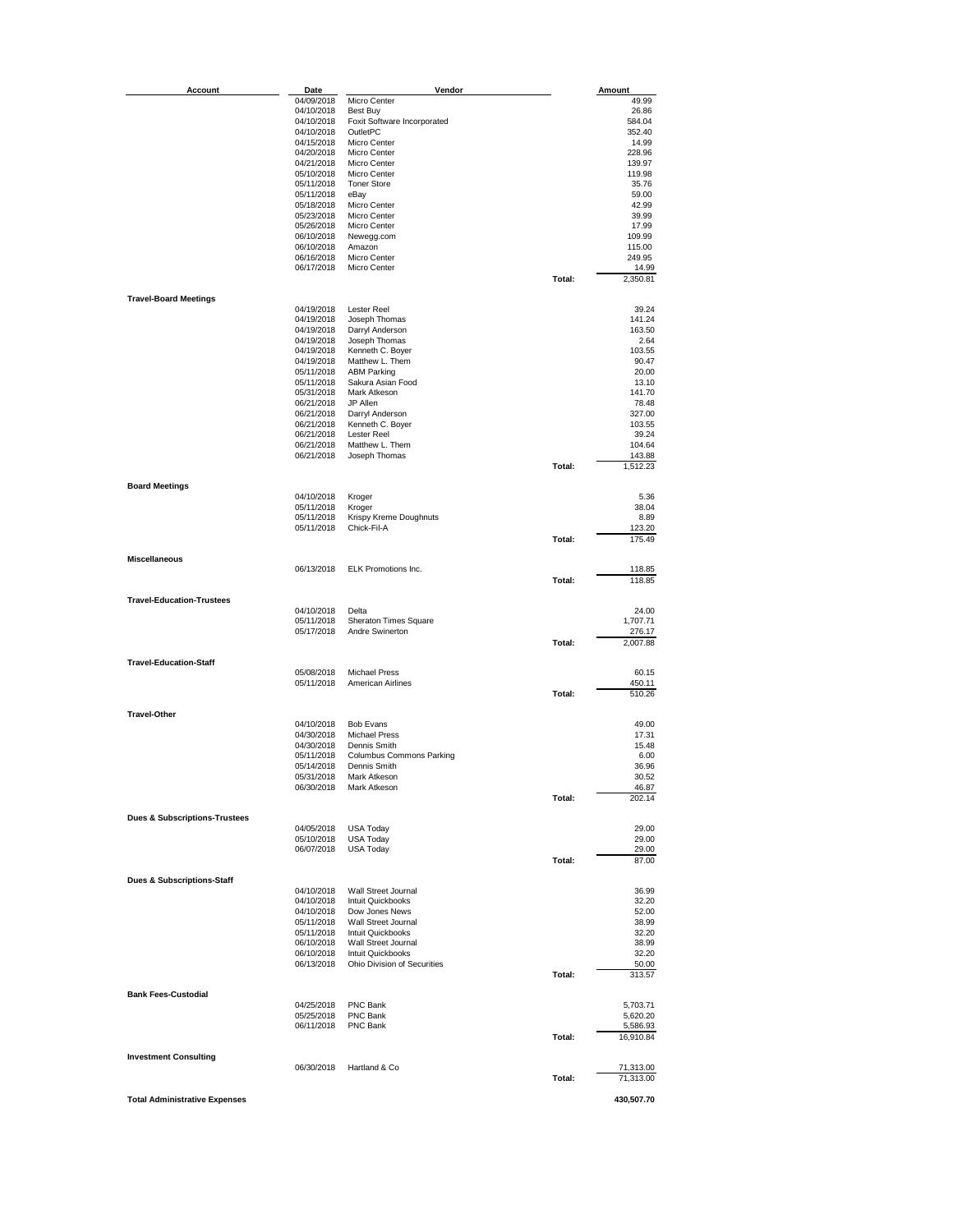| Account | Date | Vendor | | Amount |
|---|---|---|---|---|
| | 04/09/2018 | Micro Center | | 49.99 |
| | 04/10/2018 | Best Buy | | 26.86 |
| | 04/10/2018 | Foxit Software Incorporated | | 584.04 |
| | 04/10/2018 | OutletPC | | 352.40 |
| | 04/15/2018 | Micro Center | | 14.99 |
| | 04/20/2018 | Micro Center | | 228.96 |
| | 04/21/2018 | Micro Center | | 139.97 |
| | 05/10/2018 | Micro Center | | 119.98 |
| | 05/11/2018 | Toner Store | | 35.76 |
| | 05/11/2018 | eBay | | 59.00 |
| | 05/18/2018 | Micro Center | | 42.99 |
| | 05/23/2018 | Micro Center | | 39.99 |
| | 05/26/2018 | Micro Center | | 17.99 |
| | 06/10/2018 | Newegg.com | | 109.99 |
| | 06/10/2018 | Amazon | | 115.00 |
| | 06/16/2018 | Micro Center | | 249.95 |
| | 06/17/2018 | Micro Center | | 14.99 |
| | | | **Total:** | 2,350.81 |
| **Travel-Board Meetings** | | | | |
| | 04/19/2018 | Lester Reel | | 39.24 |
| | 04/19/2018 | Joseph Thomas | | 141.24 |
| | 04/19/2018 | Darryl Anderson | | 163.50 |
| | 04/19/2018 | Joseph Thomas | | 2.64 |
| | 04/19/2018 | Kenneth C. Boyer | | 103.55 |
| | 04/19/2018 | Matthew L. Them | | 90.47 |
| | 05/11/2018 | ABM Parking | | 20.00 |
| | 05/11/2018 | Sakura Asian Food | | 13.10 |
| | 05/31/2018 | Mark Atkeson | | 141.70 |
| | 06/21/2018 | JP Allen | | 78.48 |
| | 06/21/2018 | Darryl Anderson | | 327.00 |
| | 06/21/2018 | Kenneth C. Boyer | | 103.55 |
| | 06/21/2018 | Lester Reel | | 39.24 |
| | 06/21/2018 | Matthew L. Them | | 104.64 |
| | 06/21/2018 | Joseph Thomas | | 143.88 |
| | | | **Total:** | 1,512.23 |
| **Board Meetings** | | | | |
| | 04/10/2018 | Kroger | | 5.36 |
| | 05/11/2018 | Kroger | | 38.04 |
| | 05/11/2018 | Krispy Kreme Doughnuts | | 8.89 |
| | 05/11/2018 | Chick-Fil-A | | 123.20 |
| | | | **Total:** | 175.49 |
| **Miscellaneous** | | | | |
| | 06/13/2018 | ELK Promotions Inc. | | 118.85 |
| | | | **Total:** | 118.85 |
| **Travel-Education-Trustees** | | | | |
| | 04/10/2018 | Delta | | 24.00 |
| | 05/11/2018 | Sheraton Times Square | | 1,707.71 |
| | 05/17/2018 | Andre Swinerton | | 276.17 |
| | | | **Total:** | 2,007.88 |
| **Travel-Education-Staff** | | | | |
| | 05/08/2018 | Michael Press | | 60.15 |
| | 05/11/2018 | American Airlines | | 450.11 |
| | | | **Total:** | 510.26 |
| **Travel-Other** | | | | |
| | 04/10/2018 | Bob Evans | | 49.00 |
| | 04/30/2018 | Michael Press | | 17.31 |
| | 04/30/2018 | Dennis Smith | | 15.48 |
| | 05/11/2018 | Columbus Commons Parking | | 6.00 |
| | 05/14/2018 | Dennis Smith | | 36.96 |
| | 05/31/2018 | Mark Atkeson | | 30.52 |
| | 06/30/2018 | Mark Atkeson | | 46.87 |
| | | | **Total:** | 202.14 |
| **Dues & Subscriptions-Trustees** | | | | |
| | 04/05/2018 | USA Today | | 29.00 |
| | 05/10/2018 | USA Today | | 29.00 |
| | 06/07/2018 | USA Today | | 29.00 |
| | | | **Total:** | 87.00 |
| **Dues & Subscriptions-Staff** | | | | |
| | 04/10/2018 | Wall Street Journal | | 36.99 |
| | 04/10/2018 | Intuit Quickbooks | | 32.20 |
| | 04/10/2018 | Dow Jones News | | 52.00 |
| | 05/11/2018 | Wall Street Journal | | 38.99 |
| | 05/11/2018 | Intuit Quickbooks | | 32.20 |
| | 06/10/2018 | Wall Street Journal | | 38.99 |
| | 06/10/2018 | Intuit Quickbooks | | 32.20 |
| | 06/13/2018 | Ohio Division of Securities | | 50.00 |
| | | | **Total:** | 313.57 |
| **Bank Fees-Custodial** | | | | |
| | 04/25/2018 | PNC Bank | | 5,703.71 |
| | 05/25/2018 | PNC Bank | | 5,620.20 |
| | 06/11/2018 | PNC Bank | | 5,586.93 |
| | | | **Total:** | 16,910.84 |
| **Investment Consulting** | | | | |
| | 06/30/2018 | Hartland & Co | | 71,313.00 |
| | | | **Total:** | 71,313.00 |
| **Total Administrative Expenses** | | | | **430,507.70** |